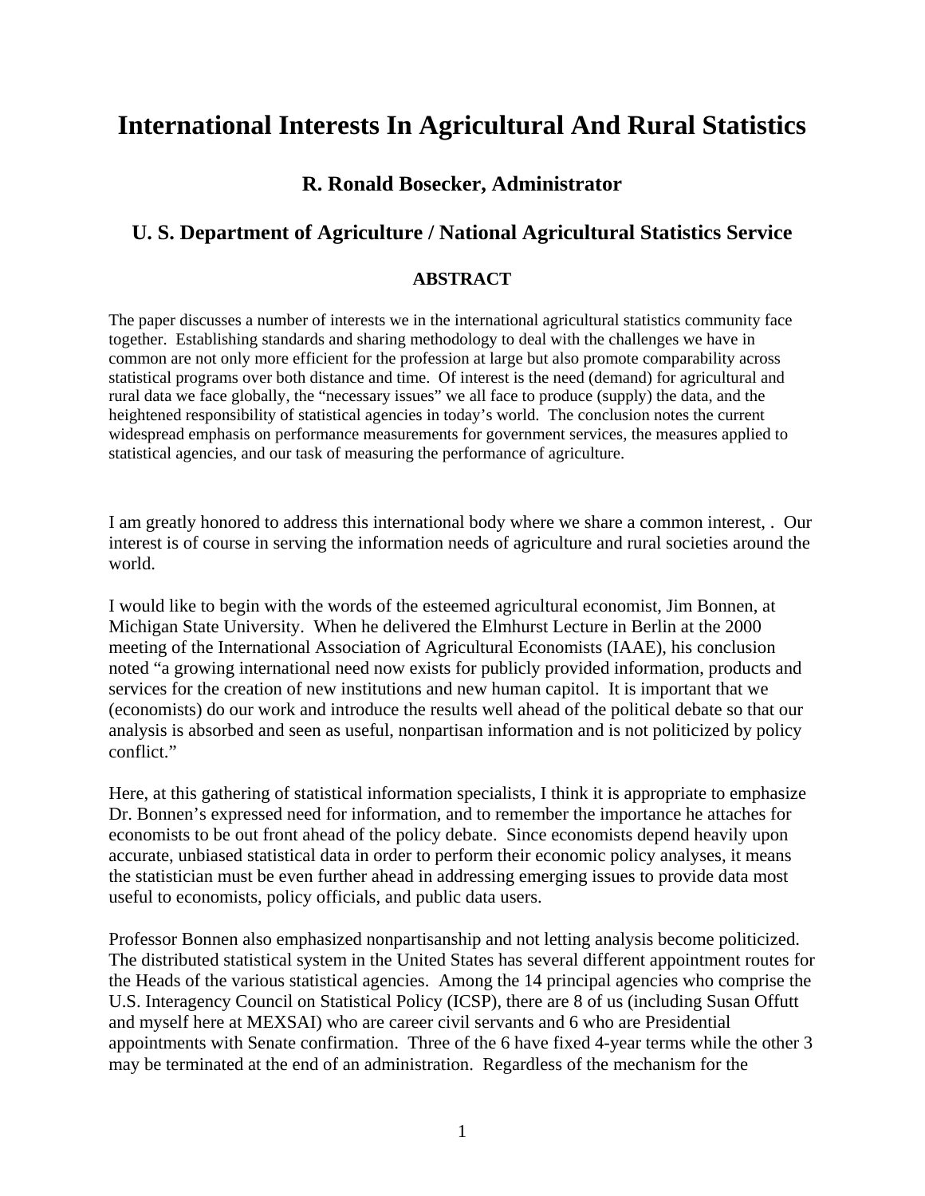# International Interests In Agricultural And Rural Statistics

## R. Ronald Bosecker, Administrator

## U. S. Department of Agriculture / National Agricultural Statistics Service

### ABSTRACT

The paper discusses a number of interests we in the international agricultural statistics community face together. Establishing standards and sharing methodology to deal with the challenges we have in common are not only more efficient for the profession at large but also promote comparability across statistical programs over both distance and time. Of interest is the need (demand) for agricultural and rural data we face globally, the "necessary issues" we all face to produce (supply) the data, and the heightened responsibility of statistical agencies in today's world. The conclusion notes the current widespread emphasis on performance measurements for government services, the measures applied to statistical agencies, and our task of measuring the performance of agriculture.

I am greatly honored to address this international body where we share a common interest, . Our interest is of course in serving the information needs of agriculture and rural societies around the world.

I would like to begin with the words of the esteemed agricultural economist, Jim Bonnen, at Michigan State University. When he delivered the Elmhurst Lecture in Berlin at the 2000 meeting of the International Association of Agricultural Economists (IAAE), his conclusion noted "a growing international need now exists for publicly provided information, products and services for the creation of new institutions and new human capitol. It is important that we (economists) do our work and introduce the results well ahead of the political debate so that our analysis is absorbed and seen as useful, nonpartisan information and is not politicized by policy conflict."

Here, at this gathering of statistical information specialists, I think it is appropriate to emphasize Dr. Bonnen's expressed need for information, and to remember the importance he attaches for economists to be out front ahead of the policy debate. Since economists depend heavily upon accurate, unbiased statistical data in order to perform their economic policy analyses, it means the statistician must be even further ahead in addressing emerging issues to provide data most useful to economists, policy officials, and public data users.

Professor Bonnen also emphasized nonpartisanship and not letting analysis become politicized. The distributed statistical system in the United States has several different appointment routes for the Heads of the various statistical agencies. Among the 14 principal agencies who comprise the U.S. Interagency Council on Statistical Policy (ICSP), there are 8 of us (including Susan Offutt and myself here at MEXSAI) who are career civil servants and 6 who are Presidential appointments with Senate confirmation. Three of the 6 have fixed 4-year terms while the other 3 may be terminated at the end of an administration. Regardless of the mechanism for the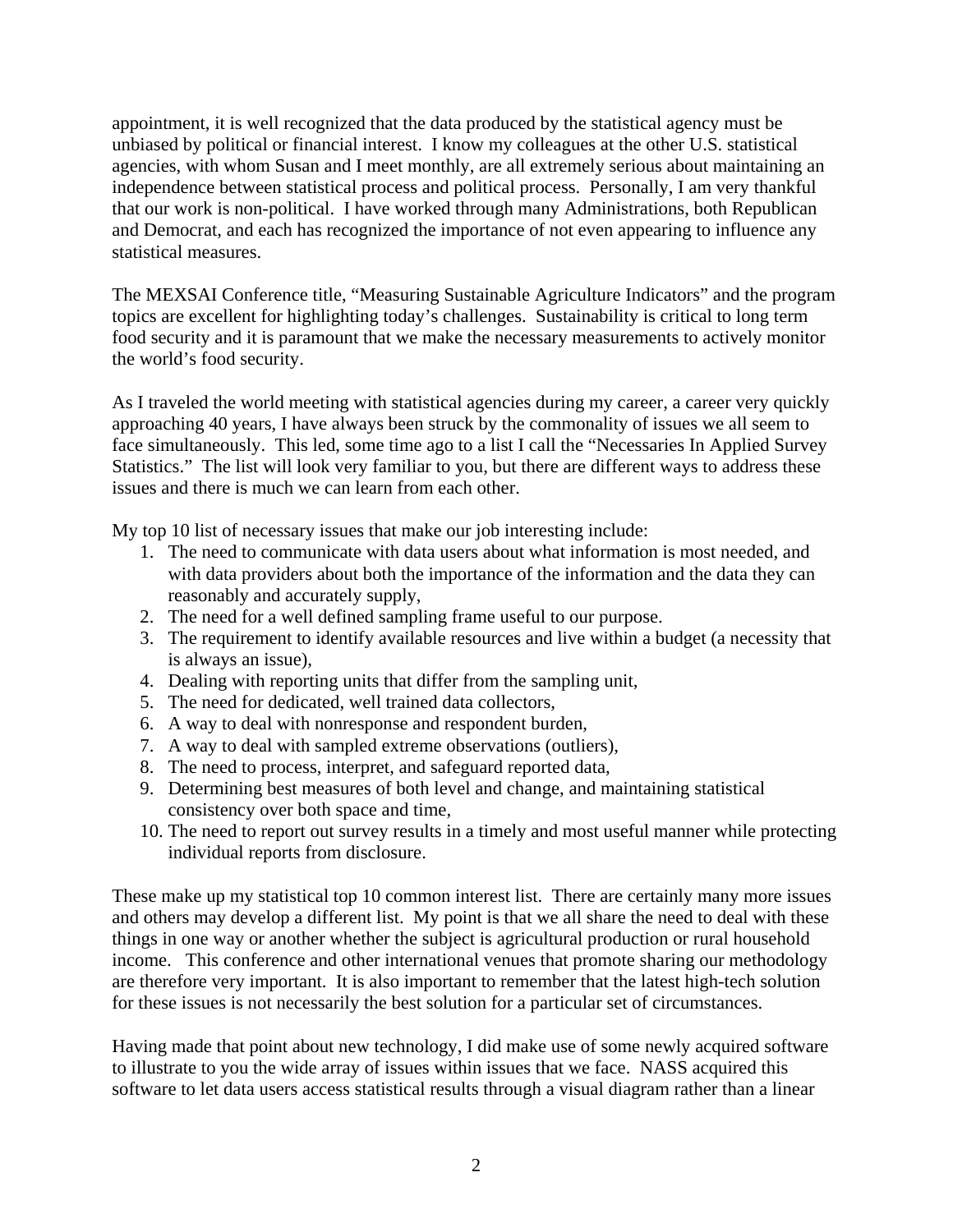appointment, it is well recognized that the data produced by the statistical agency must be unbiased by political or financial interest. I know my colleagues at the other U.S. statistical agencies, with whom Susan and I meet monthly, are all extremely serious about maintaining an independence between statistical process and political process. Personally, I am very thankful that our work is non-political. I have worked through many Administrations, both Republican and Democrat, and each has recognized the importance of not even appearing to influence any statistical measures.

The MEXSAI Conference title, "Measuring Sustainable Agriculture Indicators" and the program topics are excellent for highlighting today's challenges. Sustainability is critical to long term food security and it is paramount that we make the necessary measurements to actively monitor the world's food security.

As I traveled the world meeting with statistical agencies during my career, a career very quickly approaching 40 years, I have always been struck by the commonality of issues we all seem to face simultaneously. This led, some time ago to a list I call the "Necessaries In Applied Survey Statistics." The list will look very familiar to you, but there are different ways to address these issues and there is much we can learn from each other.

My top 10 list of necessary issues that make our job interesting include:

1. The need to communicate with data users about what information is most needed, and with data providers about both the importance of the information and the data they can reasonably and accurately supply,
2. The need for a well defined sampling frame useful to our purpose.
3. The requirement to identify available resources and live within a budget (a necessity that is always an issue),
4. Dealing with reporting units that differ from the sampling unit,
5. The need for dedicated, well trained data collectors,
6. A way to deal with nonresponse and respondent burden,
7. A way to deal with sampled extreme observations (outliers),
8. The need to process, interpret, and safeguard reported data,
9. Determining best measures of both level and change, and maintaining statistical consistency over both space and time,
10. The need to report out survey results in a timely and most useful manner while protecting individual reports from disclosure.

These make up my statistical top 10 common interest list. There are certainly many more issues and others may develop a different list. My point is that we all share the need to deal with these things in one way or another whether the subject is agricultural production or rural household income. This conference and other international venues that promote sharing our methodology are therefore very important. It is also important to remember that the latest high-tech solution for these issues is not necessarily the best solution for a particular set of circumstances.

Having made that point about new technology, I did make use of some newly acquired software to illustrate to you the wide array of issues within issues that we face. NASS acquired this software to let data users access statistical results through a visual diagram rather than a linear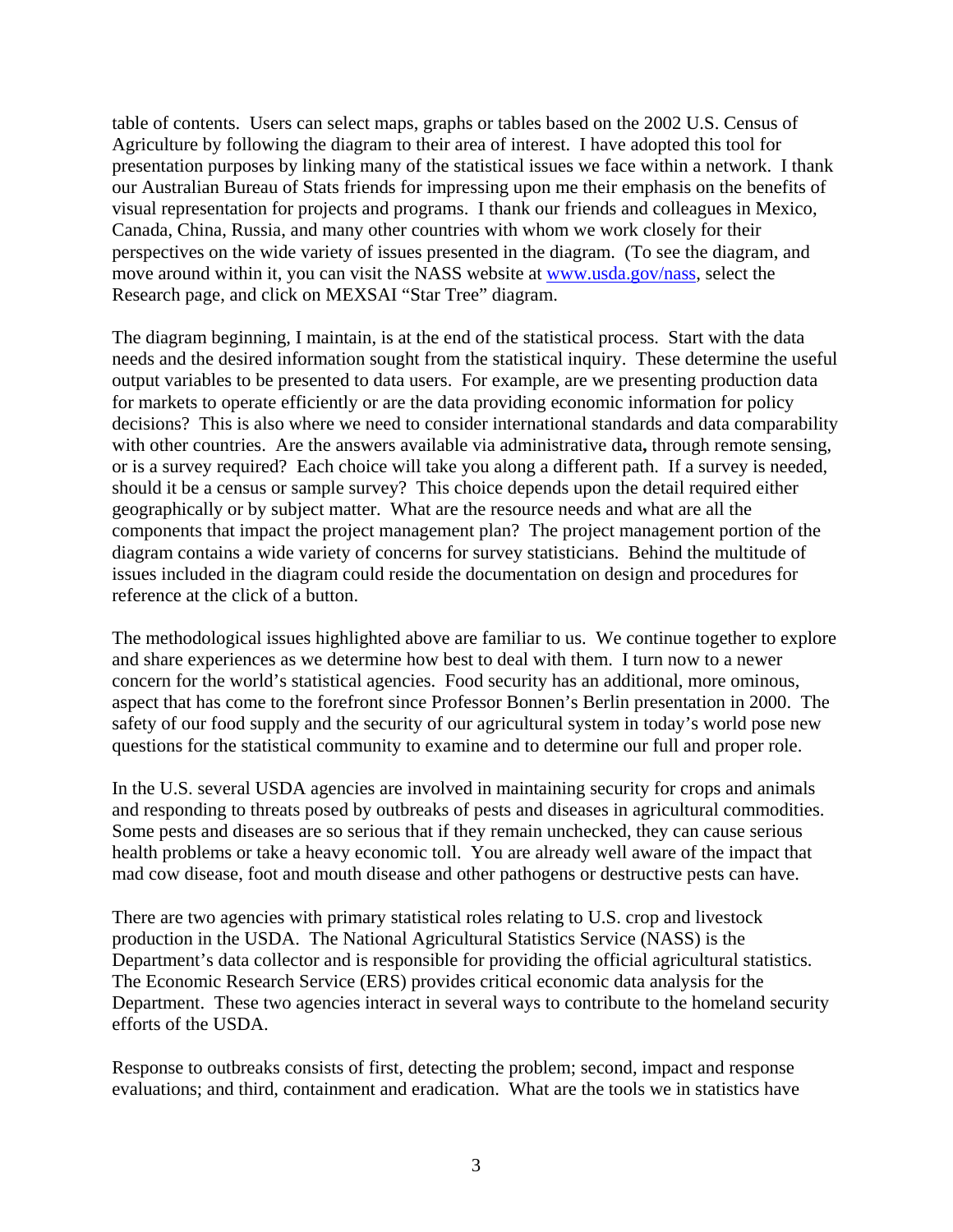table of contents. Users can select maps, graphs or tables based on the 2002 U.S. Census of Agriculture by following the diagram to their area of interest. I have adopted this tool for presentation purposes by linking many of the statistical issues we face within a network. I thank our Australian Bureau of Stats friends for impressing upon me their emphasis on the benefits of visual representation for projects and programs. I thank our friends and colleagues in Mexico, Canada, China, Russia, and many other countries with whom we work closely for their perspectives on the wide variety of issues presented in the diagram. (To see the diagram, and move around within it, you can visit the NASS website at [www.usda.gov/nass](www.usda.gov/nass), select the Research page, and click on MEXSAI "Star Tree" diagram.

The diagram beginning, I maintain, is at the end of the statistical process. Start with the data needs and the desired information sought from the statistical inquiry. These determine the useful output variables to be presented to data users. For example, are we presenting production data for markets to operate efficiently or are the data providing economic information for policy decisions? This is also where we need to consider international standards and data comparability with other countries. Are the answers available via administrative data**,** through remote sensing, or is a survey required? Each choice will take you along a different path. If a survey is needed, should it be a census or sample survey? This choice depends upon the detail required either geographically or by subject matter. What are the resource needs and what are all the components that impact the project management plan? The project management portion of the diagram contains a wide variety of concerns for survey statisticians. Behind the multitude of issues included in the diagram could reside the documentation on design and procedures for reference at the click of a button.

The methodological issues highlighted above are familiar to us. We continue together to explore and share experiences as we determine how best to deal with them. I turn now to a newer concern for the world's statistical agencies. Food security has an additional, more ominous, aspect that has come to the forefront since Professor Bonnen's Berlin presentation in 2000. The safety of our food supply and the security of our agricultural system in today's world pose new questions for the statistical community to examine and to determine our full and proper role.

In the U.S. several USDA agencies are involved in maintaining security for crops and animals and responding to threats posed by outbreaks of pests and diseases in agricultural commodities. Some pests and diseases are so serious that if they remain unchecked, they can cause serious health problems or take a heavy economic toll. You are already well aware of the impact that mad cow disease, foot and mouth disease and other pathogens or destructive pests can have.

There are two agencies with primary statistical roles relating to U.S. crop and livestock production in the USDA. The National Agricultural Statistics Service (NASS) is the Department's data collector and is responsible for providing the official agricultural statistics. The Economic Research Service (ERS) provides critical economic data analysis for the Department. These two agencies interact in several ways to contribute to the homeland security efforts of the USDA.

Response to outbreaks consists of first, detecting the problem; second, impact and response evaluations; and third, containment and eradication. What are the tools we in statistics have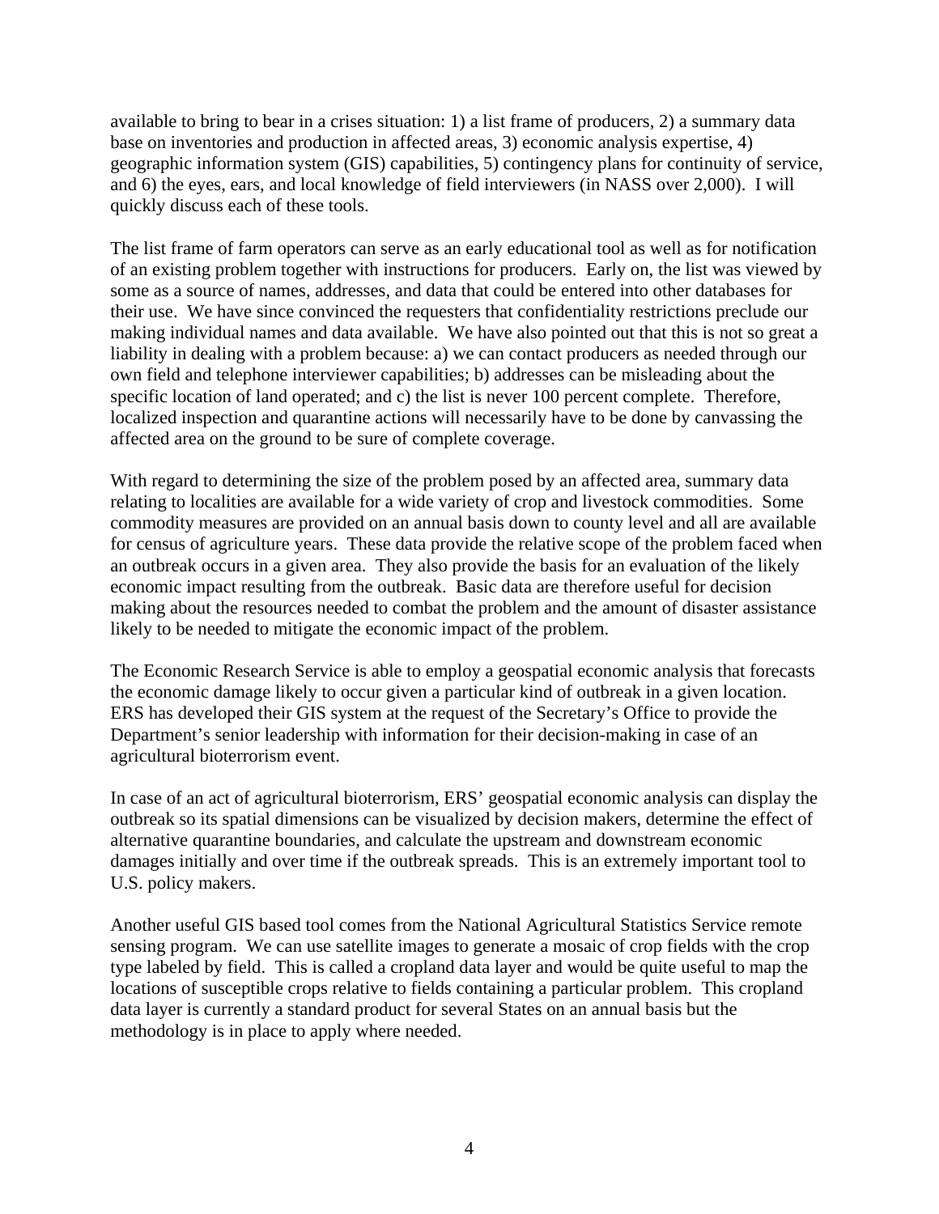available to bring to bear in a crises situation: 1) a list frame of producers, 2) a summary data base on inventories and production in affected areas, 3) economic analysis expertise, 4) geographic information system (GIS) capabilities, 5) contingency plans for continuity of service, and 6) the eyes, ears, and local knowledge of field interviewers (in NASS over 2,000). I will quickly discuss each of these tools.

The list frame of farm operators can serve as an early educational tool as well as for notification of an existing problem together with instructions for producers. Early on, the list was viewed by some as a source of names, addresses, and data that could be entered into other databases for their use. We have since convinced the requesters that confidentiality restrictions preclude our making individual names and data available. We have also pointed out that this is not so great a liability in dealing with a problem because: a) we can contact producers as needed through our own field and telephone interviewer capabilities; b) addresses can be misleading about the specific location of land operated; and c) the list is never 100 percent complete. Therefore, localized inspection and quarantine actions will necessarily have to be done by canvassing the affected area on the ground to be sure of complete coverage.

With regard to determining the size of the problem posed by an affected area, summary data relating to localities are available for a wide variety of crop and livestock commodities. Some commodity measures are provided on an annual basis down to county level and all are available for census of agriculture years. These data provide the relative scope of the problem faced when an outbreak occurs in a given area. They also provide the basis for an evaluation of the likely economic impact resulting from the outbreak. Basic data are therefore useful for decision making about the resources needed to combat the problem and the amount of disaster assistance likely to be needed to mitigate the economic impact of the problem.

The Economic Research Service is able to employ a geospatial economic analysis that forecasts the economic damage likely to occur given a particular kind of outbreak in a given location. ERS has developed their GIS system at the request of the Secretary's Office to provide the Department's senior leadership with information for their decision-making in case of an agricultural bioterrorism event.

In case of an act of agricultural bioterrorism, ERS' geospatial economic analysis can display the outbreak so its spatial dimensions can be visualized by decision makers, determine the effect of alternative quarantine boundaries, and calculate the upstream and downstream economic damages initially and over time if the outbreak spreads. This is an extremely important tool to U.S. policy makers.

Another useful GIS based tool comes from the National Agricultural Statistics Service remote sensing program. We can use satellite images to generate a mosaic of crop fields with the crop type labeled by field. This is called a cropland data layer and would be quite useful to map the locations of susceptible crops relative to fields containing a particular problem. This cropland data layer is currently a standard product for several States on an annual basis but the methodology is in place to apply where needed.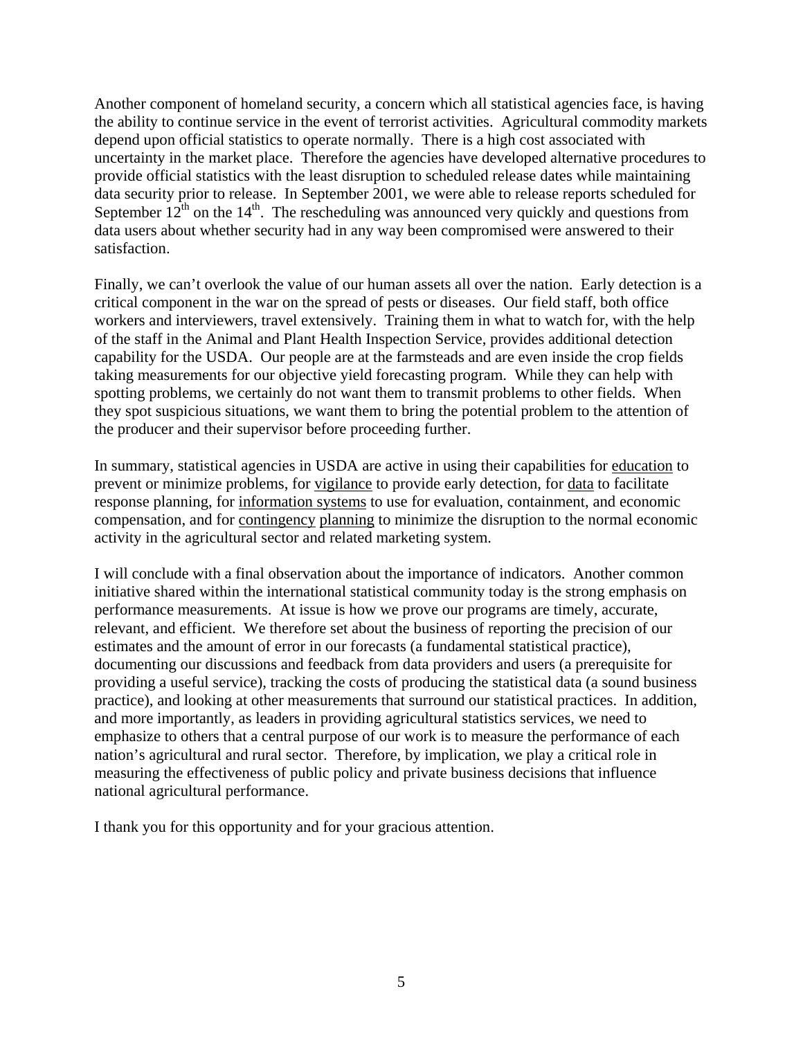Another component of homeland security, a concern which all statistical agencies face, is having the ability to continue service in the event of terrorist activities. Agricultural commodity markets depend upon official statistics to operate normally. There is a high cost associated with uncertainty in the market place. Therefore the agencies have developed alternative procedures to provide official statistics with the least disruption to scheduled release dates while maintaining data security prior to release. In September 2001, we were able to release reports scheduled for September 12th on the 14th. The rescheduling was announced very quickly and questions from data users about whether security had in any way been compromised were answered to their satisfaction.

Finally, we can't overlook the value of our human assets all over the nation. Early detection is a critical component in the war on the spread of pests or diseases. Our field staff, both office workers and interviewers, travel extensively. Training them in what to watch for, with the help of the staff in the Animal and Plant Health Inspection Service, provides additional detection capability for the USDA. Our people are at the farmsteads and are even inside the crop fields taking measurements for our objective yield forecasting program. While they can help with spotting problems, we certainly do not want them to transmit problems to other fields. When they spot suspicious situations, we want them to bring the potential problem to the attention of the producer and their supervisor before proceeding further.

In summary, statistical agencies in USDA are active in using their capabilities for <u>education</u> to prevent or minimize problems, for <u>vigilance</u> to provide early detection, for <u>data</u> to facilitate response planning, for <u>information systems</u> to use for evaluation, containment, and economic compensation, and for <u>contingency planning</u> to minimize the disruption to the normal economic activity in the agricultural sector and related marketing system.

I will conclude with a final observation about the importance of indicators. Another common initiative shared within the international statistical community today is the strong emphasis on performance measurements. At issue is how we prove our programs are timely, accurate, relevant, and efficient. We therefore set about the business of reporting the precision of our estimates and the amount of error in our forecasts (a fundamental statistical practice), documenting our discussions and feedback from data providers and users (a prerequisite for providing a useful service), tracking the costs of producing the statistical data (a sound business practice), and looking at other measurements that surround our statistical practices. In addition, and more importantly, as leaders in providing agricultural statistics services, we need to emphasize to others that a central purpose of our work is to measure the performance of each nation's agricultural and rural sector. Therefore, by implication, we play a critical role in measuring the effectiveness of public policy and private business decisions that influence national agricultural performance.

I thank you for this opportunity and for your gracious attention.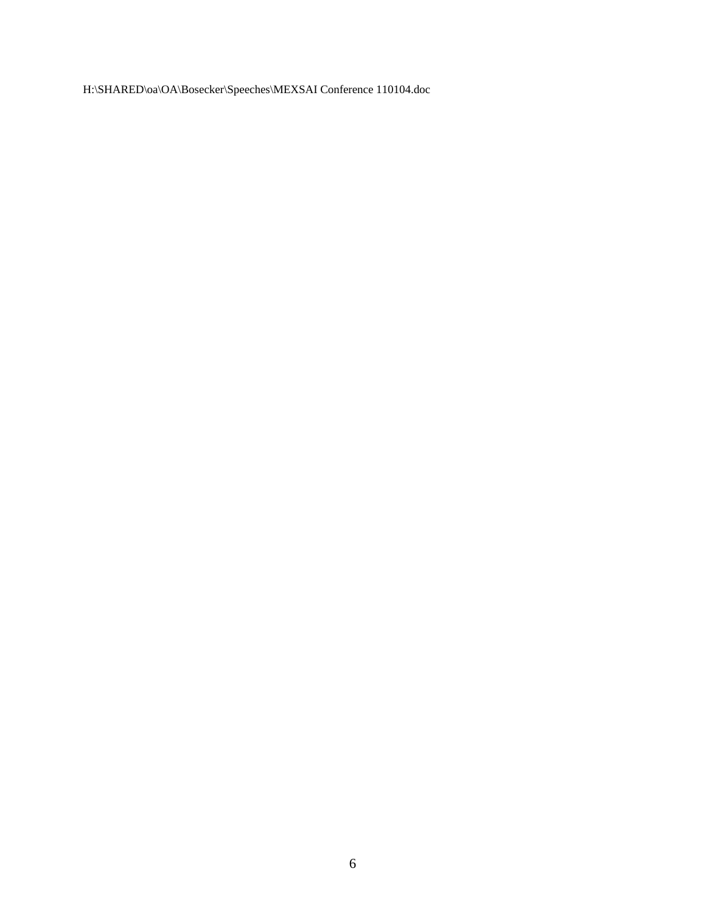H:\SHARED\oa\OA\Bosecker\Speeches\MEXSAI Conference 110104.doc